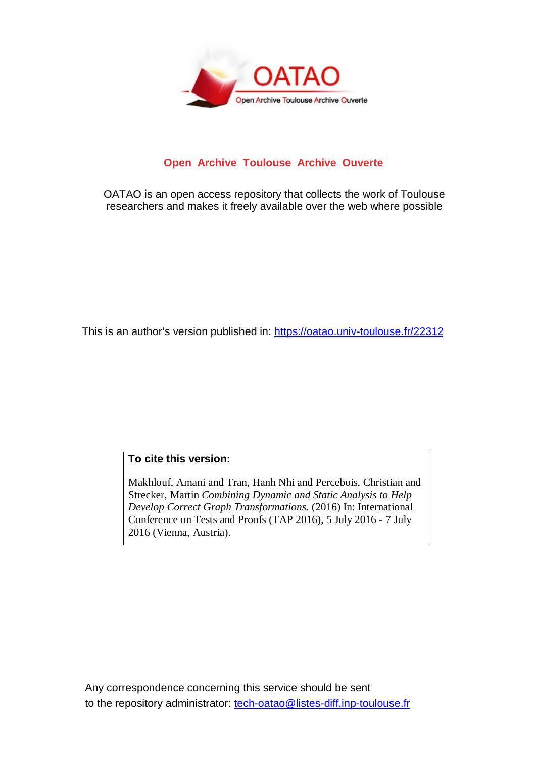OATAO
Open Archive Toulouse Archive Ouverte

**Open Archive Toulouse Archive Ouverte**

OATAO is an open access repository that collects the work of Toulouse researchers and makes it freely available over the web where possible

This is an author's version published in: https://oatao.univ-toulouse.fr/22312

**To cite this version:**

Makhlouf, Amani and Tran, Hanh Nhi and Percebois, Christian and Strecker, Martin *Combining Dynamic and Static Analysis to Help Develop Correct Graph Transformations.* (2016) In: International Conference on Tests and Proofs (TAP 2016), 5 July 2016 - 7 July 2016 (Vienna, Austria).

Any correspondence concerning this service should be sent to the repository administrator: tech-oatao@listes-diff.inp-toulouse.fr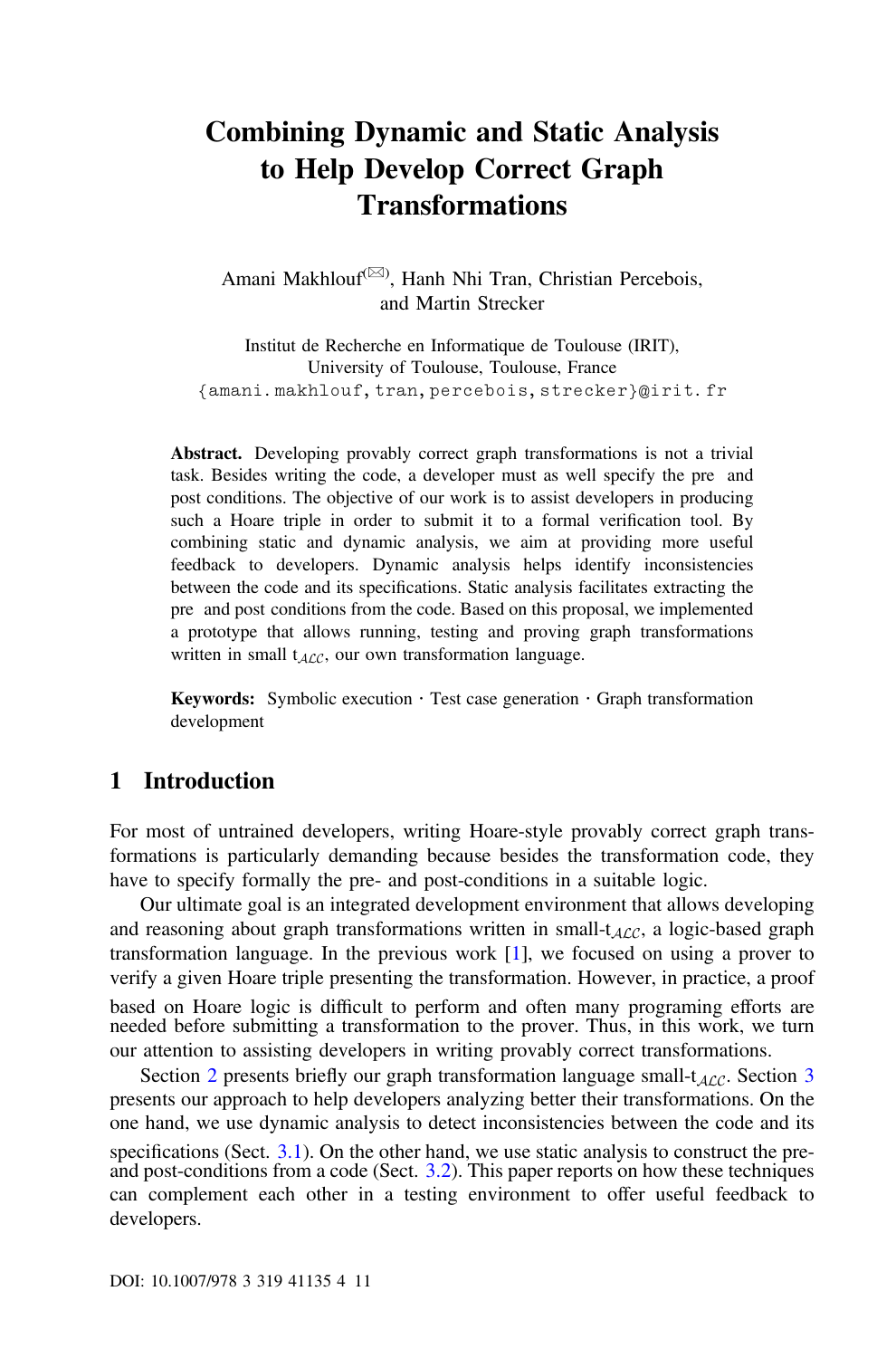# Combining Dynamic and Static Analysis to Help Develop Correct Graph Transformations

Amani Makhlouf[(✉)], Hanh Nhi Tran, Christian Percebois, and Martin Strecker

Institut de Recherche en Informatique de Toulouse (IRIT), University of Toulouse, Toulouse, France
{amani.makhlouf, tran, percebois, strecker}@irit.fr

**Abstract.** Developing provably correct graph transformations is not a trivial task. Besides writing the code, a developer must as well specify the pre and post conditions. The objective of our work is to assist developers in producing such a Hoare triple in order to submit it to a formal verification tool. By combining static and dynamic analysis, we aim at providing more useful feedback to developers. Dynamic analysis helps identify inconsistencies between the code and its specifications. Static analysis facilitates extracting the pre and post conditions from the code. Based on this proposal, we implemented a prototype that allows running, testing and proving graph transformations written in small $t_{\mathcal{ALC}}$, our own transformation language.

**Keywords:** Symbolic execution · Test case generation · Graph transformation development

## 1 Introduction

For most of untrained developers, writing Hoare-style provably correct graph transformations is particularly demanding because besides the transformation code, they have to specify formally the pre- and post-conditions in a suitable logic.

Our ultimate goal is an integrated development environment that allows developing and reasoning about graph transformations written in small-$t_{\mathcal{ALC}}$, a logic-based graph transformation language. In the previous work [1], we focused on using a prover to verify a given Hoare triple presenting the transformation. However, in practice, a proof based on Hoare logic is difficult to perform and often many programing efforts are needed before submitting a transformation to the prover. Thus, in this work, we turn our attention to assisting developers in writing provably correct transformations.

Section 2 presents briefly our graph transformation language small-$t_{\mathcal{ALC}}$. Section 3 presents our approach to help developers analyzing better their transformations. On the one hand, we use dynamic analysis to detect inconsistencies between the code and its specifications (Sect. 3.1). On the other hand, we use static analysis to construct the pre- and post-conditions from a code (Sect. 3.2). This paper reports on how these techniques can complement each other in a testing environment to offer useful feedback to developers.

DOI: 10.1007/978 3 319 41135 4 11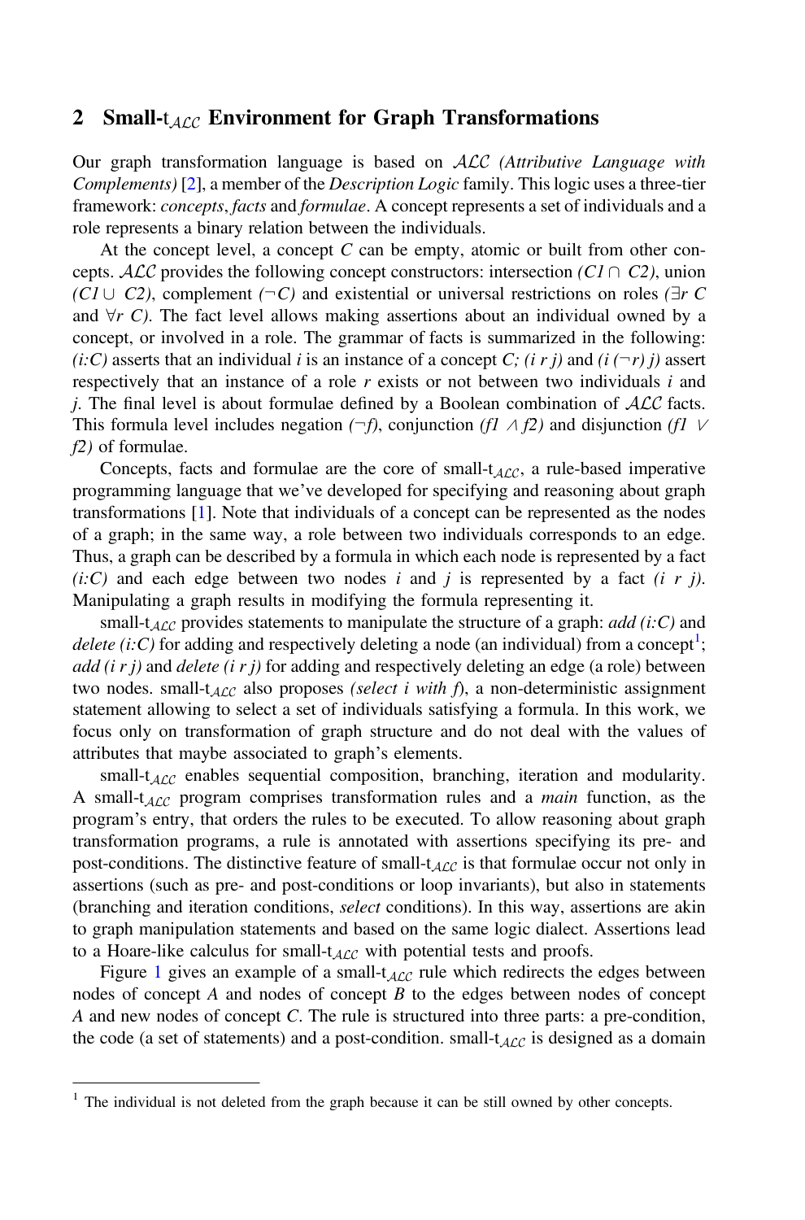## 2 Small-t$_{\mathcal{ALC}}$ Environment for Graph Transformations

Our graph transformation language is based on $\mathcal{ALC}$ *(Attributive Language with Complements)* [2], a member of the *Description Logic* family. This logic uses a three-tier framework: *concepts*, *facts* and *formulae*. A concept represents a set of individuals and a role represents a binary relation between the individuals.

At the concept level, a concept $C$ can be empty, atomic or built from other concepts. $\mathcal{ALC}$ provides the following concept constructors: intersection *(C1* $\cap$ *C2)*, union *(C1* $\cup$ *C2)*, complement *(*$\neg$*C)* and existential or universal restrictions on roles *(*$\exists$*r C* and $\forall$*r C)*. The fact level allows making assertions about an individual owned by a concept, or involved in a role. The grammar of facts is summarized in the following: *(i:C)* asserts that an individual $i$ is an instance of a concept $C$*; (i r j)* and *(i (*$\neg$*r) j)* assert respectively that an instance of a role $r$ exists or not between two individuals $i$ and $j$. The final level is about formulae defined by a Boolean combination of $\mathcal{ALC}$ facts. This formula level includes negation *(*$\neg$*f)*, conjunction *(f1* $\wedge$ *f2)* and disjunction *(f1* $\vee$ *f2)* of formulae.

Concepts, facts and formulae are the core of small-t$_{\mathcal{ALC}}$, a rule-based imperative programming language that we've developed for specifying and reasoning about graph transformations [1]. Note that individuals of a concept can be represented as the nodes of a graph; in the same way, a role between two individuals corresponds to an edge. Thus, a graph can be described by a formula in which each node is represented by a fact *(i:C)* and each edge between two nodes $i$ and $j$ is represented by a fact *(i r j)*. Manipulating a graph results in modifying the formula representing it.

small-t$_{\mathcal{ALC}}$ provides statements to manipulate the structure of a graph: *add (i:C)* and *delete (i:C)* for adding and respectively deleting a node (an individual) from a concept[1]; *add (i r j)* and *delete (i r j)* for adding and respectively deleting an edge (a role) between two nodes. small-t$_{\mathcal{ALC}}$ also proposes *(select i with f)*, a non-deterministic assignment statement allowing to select a set of individuals satisfying a formula. In this work, we focus only on transformation of graph structure and do not deal with the values of attributes that maybe associated to graph's elements.

small-t$_{\mathcal{ALC}}$ enables sequential composition, branching, iteration and modularity. A small-t$_{\mathcal{ALC}}$ program comprises transformation rules and a *main* function, as the program's entry, that orders the rules to be executed. To allow reasoning about graph transformation programs, a rule is annotated with assertions specifying its pre- and post-conditions. The distinctive feature of small-t$_{\mathcal{ALC}}$ is that formulae occur not only in assertions (such as pre- and post-conditions or loop invariants), but also in statements (branching and iteration conditions, *select* conditions). In this way, assertions are akin to graph manipulation statements and based on the same logic dialect. Assertions lead to a Hoare-like calculus for small-t$_{\mathcal{ALC}}$ with potential tests and proofs.

Figure 1 gives an example of a small-t$_{\mathcal{ALC}}$ rule which redirects the edges between nodes of concept $A$ and nodes of concept $B$ to the edges between nodes of concept $A$ and new nodes of concept $C$. The rule is structured into three parts: a pre-condition, the code (a set of statements) and a post-condition. small-t$_{\mathcal{ALC}}$ is designed as a domain

[1] The individual is not deleted from the graph because it can be still owned by other concepts.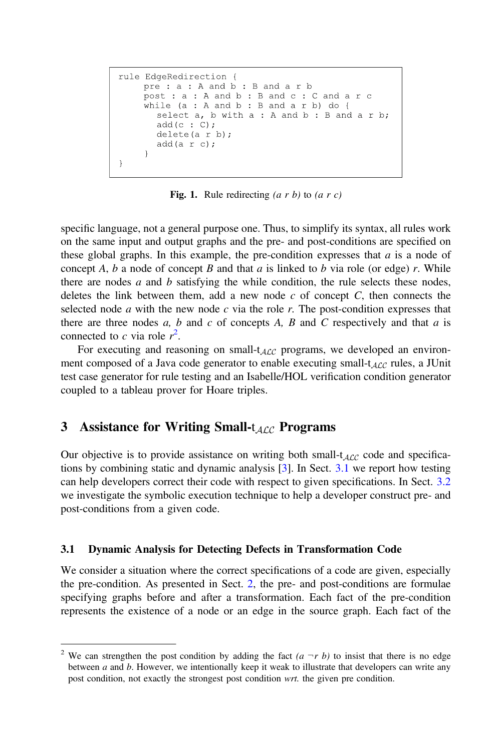```
rule EdgeRedirection {
     pre : a : A and b : B and a r b
     post : a : A and b : B and c : C and a r c
     while (a : A and b : B and a r b) do {
        select a, b with a : A and b : B and a r b;
        add(c : C);
        delete(a r b);
        add(a r c);
     }
}
```

**Fig. 1.** Rule redirecting *(a r b)* to *(a r c)*

specific language, not a general purpose one. Thus, to simplify its syntax, all rules work on the same input and output graphs and the pre- and post-conditions are specified on these global graphs. In this example, the pre-condition expresses that *a* is a node of concept *A*, *b* a node of concept *B* and that *a* is linked to *b* via role (or edge) *r*. While there are nodes *a* and *b* satisfying the while condition, the rule selects these nodes, deletes the link between them, add a new node *c* of concept *C*, then connects the selected node *a* with the new node *c* via the role *r*. The post-condition expresses that there are three nodes *a, b* and *c* of concepts *A, B* and *C* respectively and that *a* is connected to *c* via role *r*[2].

For executing and reasoning on small-$t_{\mathcal{ALC}}$ programs, we developed an environment composed of a Java code generator to enable executing small-$t_{\mathcal{ALC}}$ rules, a JUnit test case generator for rule testing and an Isabelle/HOL verification condition generator coupled to a tableau prover for Hoare triples.

## 3 Assistance for Writing Small-$t_{\mathcal{ALC}}$ Programs

Our objective is to provide assistance on writing both small-$t_{\mathcal{ALC}}$ code and specifications by combining static and dynamic analysis [3]. In Sect. 3.1 we report how testing can help developers correct their code with respect to given specifications. In Sect. 3.2 we investigate the symbolic execution technique to help a developer construct pre- and post-conditions from a given code.

### 3.1 Dynamic Analysis for Detecting Defects in Transformation Code

We consider a situation where the correct specifications of a code are given, especially the pre-condition. As presented in Sect. 2, the pre- and post-conditions are formulae specifying graphs before and after a transformation. Each fact of the pre-condition represents the existence of a node or an edge in the source graph. Each fact of the

[2] We can strengthen the post condition by adding the fact *(a ¬r b)* to insist that there is no edge between *a* and *b*. However, we intentionally keep it weak to illustrate that developers can write any post condition, not exactly the strongest post condition *wrt.* the given pre condition.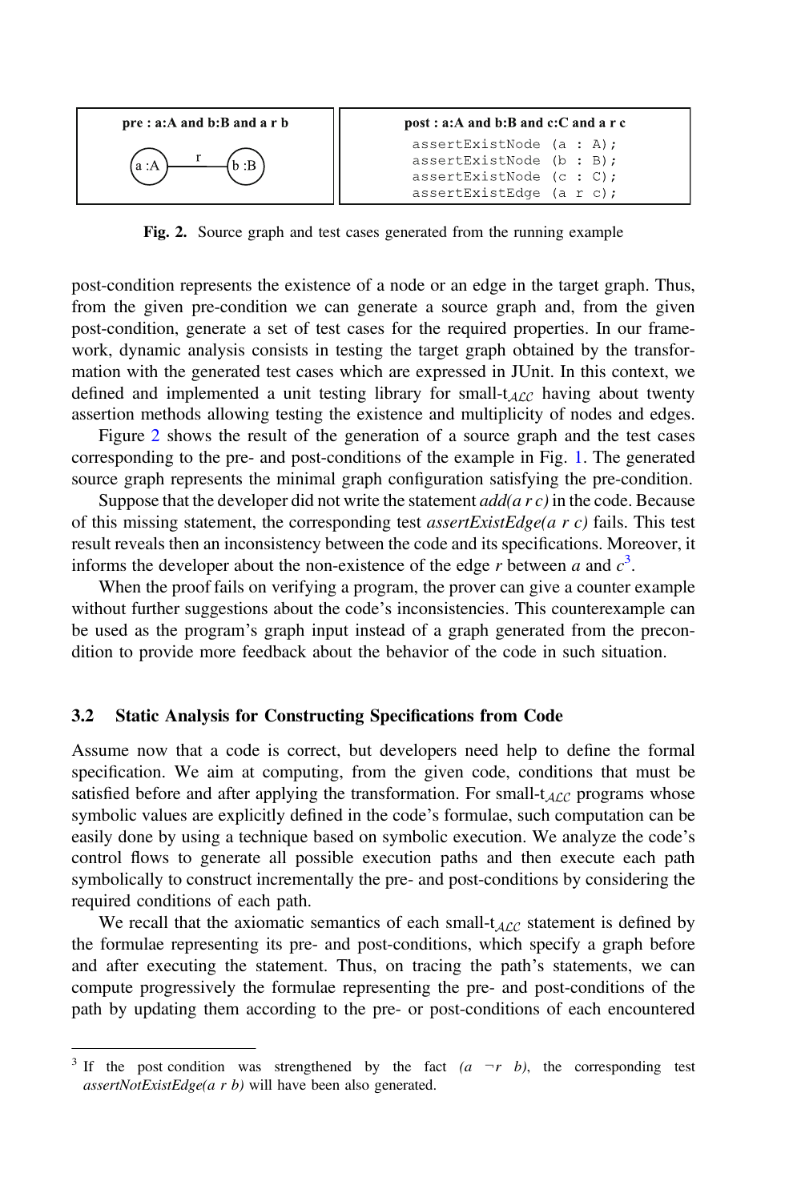pre : a:A and b:B and a r b

a :A — r — b :B

post : a:A and b:B and c:C and a r c

```
assertExistNode (a : A);
assertExistNode (b : B);
assertExistNode (c : C);
assertExistEdge (a r c);
```

**Fig. 2.** Source graph and test cases generated from the running example

post-condition represents the existence of a node or an edge in the target graph. Thus, from the given pre-condition we can generate a source graph and, from the given post-condition, generate a set of test cases for the required properties. In our framework, dynamic analysis consists in testing the target graph obtained by the transformation with the generated test cases which are expressed in JUnit. In this context, we defined and implemented a unit testing library for small-t$_{\mathcal{ALC}}$ having about twenty assertion methods allowing testing the existence and multiplicity of nodes and edges.

Figure 2 shows the result of the generation of a source graph and the test cases corresponding to the pre- and post-conditions of the example in Fig. 1. The generated source graph represents the minimal graph configuration satisfying the pre-condition.

Suppose that the developer did not write the statement *add(a r c)* in the code. Because of this missing statement, the corresponding test *assertExistEdge(a r c)* fails. This test result reveals then an inconsistency between the code and its specifications. Moreover, it informs the developer about the non-existence of the edge *r* between *a* and *c*[3].

When the proof fails on verifying a program, the prover can give a counter example without further suggestions about the code's inconsistencies. This counterexample can be used as the program's graph input instead of a graph generated from the precondition to provide more feedback about the behavior of the code in such situation.

### 3.2 Static Analysis for Constructing Specifications from Code

Assume now that a code is correct, but developers need help to define the formal specification. We aim at computing, from the given code, conditions that must be satisfied before and after applying the transformation. For small-t$_{\mathcal{ALC}}$ programs whose symbolic values are explicitly defined in the code's formulae, such computation can be easily done by using a technique based on symbolic execution. We analyze the code's control flows to generate all possible execution paths and then execute each path symbolically to construct incrementally the pre- and post-conditions by considering the required conditions of each path.

We recall that the axiomatic semantics of each small-t$_{\mathcal{ALC}}$ statement is defined by the formulae representing its pre- and post-conditions, which specify a graph before and after executing the statement. Thus, on tracing the path's statements, we can compute progressively the formulae representing the pre- and post-conditions of the path by updating them according to the pre- or post-conditions of each encountered

---

[3] If the post condition was strengthened by the fact *(a ¬r b)*, the corresponding test *assertNotExistEdge(a r b)* will have been also generated.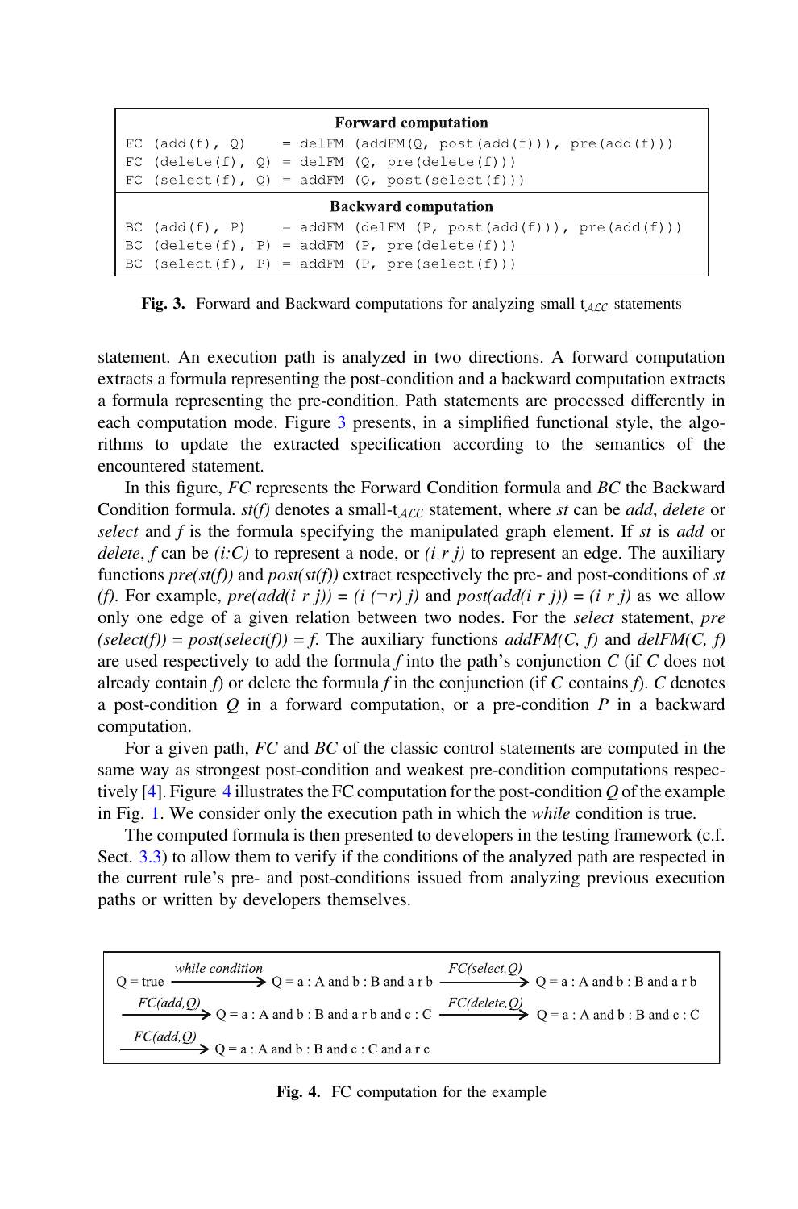```
                         Forward computation
FC  (add(f), Q)     = delFM (addFM(Q, post(add(f))), pre(add(f)))
FC  (delete(f), Q)  = delFM (Q, pre(delete(f)))
FC  (select(f), Q)  = addFM (Q, post(select(f)))
                         Backward computation
BC  (add(f), P)     = addFM (delFM (P, post(add(f))), pre(add(f)))
BC  (delete(f), P)  = addFM (P, pre(delete(f)))
BC  (select(f), P)  = addFM (P, pre(select(f)))
```

**Fig. 3.** Forward and Backward computations for analyzing small $t_{\mathcal{ALC}}$ statements

statement. An execution path is analyzed in two directions. A forward computation extracts a formula representing the post-condition and a backward computation extracts a formula representing the pre-condition. Path statements are processed differently in each computation mode. Figure 3 presents, in a simplified functional style, the algorithms to update the extracted specification according to the semantics of the encountered statement.

In this figure, *FC* represents the Forward Condition formula and *BC* the Backward Condition formula. *st(f)* denotes a small-$t_{\mathcal{ALC}}$ statement, where *st* can be *add*, *delete* or *select* and *f* is the formula specifying the manipulated graph element. If *st* is *add* or *delete*, *f* can be *(i:C)* to represent a node, or *(i r j)* to represent an edge. The auxiliary functions *pre(st(f))* and *post(st(f))* extract respectively the pre- and post-conditions of *st (f)*. For example, *pre(add(i r j)) = (i (¬r) j)* and *post(add(i r j)) = (i r j)* as we allow only one edge of a given relation between two nodes. For the *select* statement, *pre (select(f)) = post(select(f)) = f*. The auxiliary functions *addFM(C, f)* and *delFM(C, f)* are used respectively to add the formula *f* into the path's conjunction *C* (if *C* does not already contain *f*) or delete the formula *f* in the conjunction (if *C* contains *f*). *C* denotes a post-condition *Q* in a forward computation, or a pre-condition *P* in a backward computation.

For a given path, *FC* and *BC* of the classic control statements are computed in the same way as strongest post-condition and weakest pre-condition computations respectively [4]. Figure 4 illustrates the FC computation for the post-condition *Q* of the example in Fig. 1. We consider only the execution path in which the *while* condition is true.

The computed formula is then presented to developers in the testing framework (c.f. Sect. 3.3) to allow them to verify if the conditions of the analyzed path are respected in the current rule's pre- and post-conditions issued from analyzing previous execution paths or written by developers themselves.

Q = true —*while condition*→ Q = a : A and b : B and a r b —*FC(select,Q)*→ Q = a : A and b : B and a r b
—*FC(add,Q)*→ Q = a : A and b : B and a r b and c : C —*FC(delete,Q)*→ Q = a : A and b : B and c : C
—*FC(add,Q)*→ Q = a : A and b : B and c : C and a r c

**Fig. 4.** FC computation for the example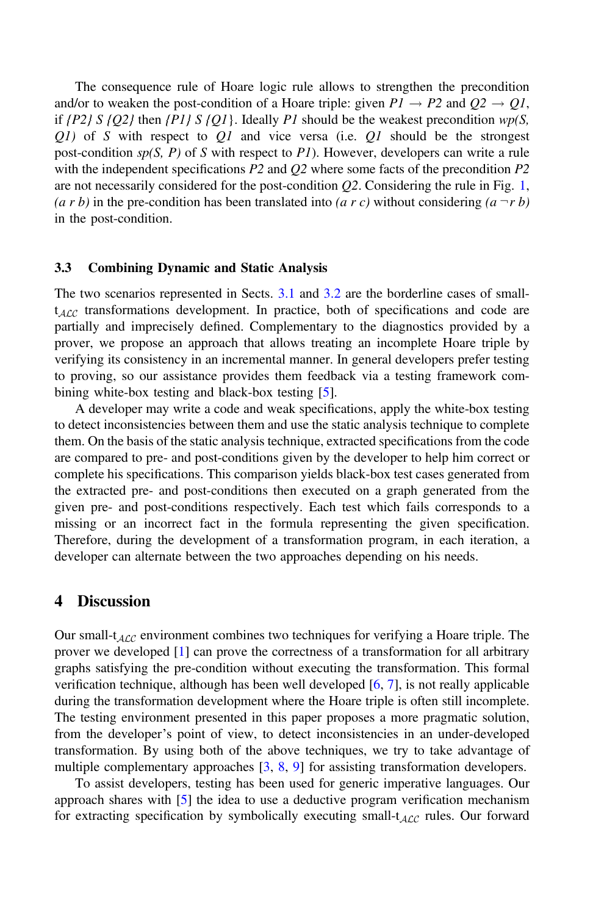The consequence rule of Hoare logic rule allows to strengthen the precondition and/or to weaken the post-condition of a Hoare triple: given $P1 \rightarrow P2$ and $Q2 \rightarrow Q1$, if *{P2} S {Q2}* then *{P1} S {Q1}*. Ideally *P1* should be the weakest precondition *wp(S, Q1)* of *S* with respect to *Q1* and vice versa (i.e. *Q1* should be the strongest post-condition *sp(S, P)* of *S* with respect to *P1*). However, developers can write a rule with the independent specifications *P2* and *Q2* where some facts of the precondition *P2* are not necessarily considered for the post-condition *Q2*. Considering the rule in Fig. 1, *(a r b)* in the pre-condition has been translated into *(a r c)* without considering *(a ¬r b)* in the post-condition.

### 3.3 Combining Dynamic and Static Analysis

The two scenarios represented in Sects. 3.1 and 3.2 are the borderline cases of small-$t_{\mathcal{ALC}}$ transformations development. In practice, both of specifications and code are partially and imprecisely defined. Complementary to the diagnostics provided by a prover, we propose an approach that allows treating an incomplete Hoare triple by verifying its consistency in an incremental manner. In general developers prefer testing to proving, so our assistance provides them feedback via a testing framework combining white-box testing and black-box testing [5].

A developer may write a code and weak specifications, apply the white-box testing to detect inconsistencies between them and use the static analysis technique to complete them. On the basis of the static analysis technique, extracted specifications from the code are compared to pre- and post-conditions given by the developer to help him correct or complete his specifications. This comparison yields black-box test cases generated from the extracted pre- and post-conditions then executed on a graph generated from the given pre- and post-conditions respectively. Each test which fails corresponds to a missing or an incorrect fact in the formula representing the given specification. Therefore, during the development of a transformation program, in each iteration, a developer can alternate between the two approaches depending on his needs.

## 4 Discussion

Our small-$t_{\mathcal{ALC}}$ environment combines two techniques for verifying a Hoare triple. The prover we developed [1] can prove the correctness of a transformation for all arbitrary graphs satisfying the pre-condition without executing the transformation. This formal verification technique, although has been well developed [6, 7], is not really applicable during the transformation development where the Hoare triple is often still incomplete. The testing environment presented in this paper proposes a more pragmatic solution, from the developer's point of view, to detect inconsistencies in an under-developed transformation. By using both of the above techniques, we try to take advantage of multiple complementary approaches [3, 8, 9] for assisting transformation developers.

To assist developers, testing has been used for generic imperative languages. Our approach shares with [5] the idea to use a deductive program verification mechanism for extracting specification by symbolically executing small-$t_{\mathcal{ALC}}$ rules. Our forward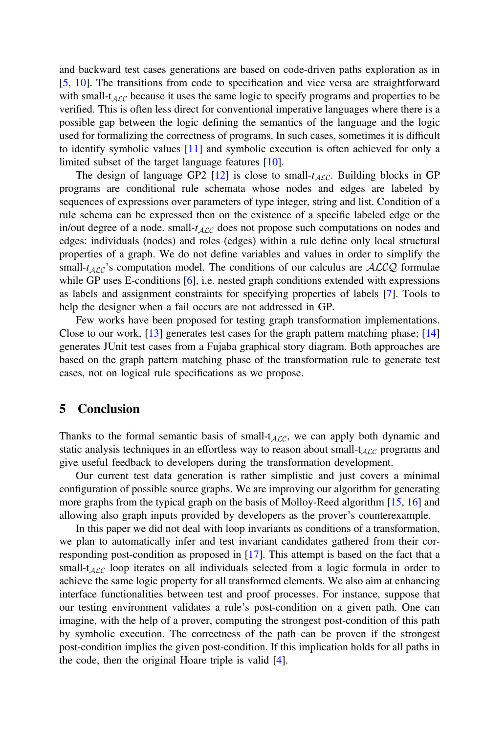and backward test cases generations are based on code-driven paths exploration as in [5, 10]. The transitions from code to specification and vice versa are straightforward with small-$t_{\mathcal{ALC}}$ because it uses the same logic to specify programs and properties to be verified. This is often less direct for conventional imperative languages where there is a possible gap between the logic defining the semantics of the language and the logic used for formalizing the correctness of programs. In such cases, sometimes it is difficult to identify symbolic values [11] and symbolic execution is often achieved for only a limited subset of the target language features [10].

The design of language GP2 [12] is close to small-$t_{\mathcal{ALC}}$. Building blocks in GP programs are conditional rule schemata whose nodes and edges are labeled by sequences of expressions over parameters of type integer, string and list. Condition of a rule schema can be expressed then on the existence of a specific labeled edge or the in/out degree of a node. small-$t_{\mathcal{ALC}}$ does not propose such computations on nodes and edges: individuals (nodes) and roles (edges) within a rule define only local structural properties of a graph. We do not define variables and values in order to simplify the small-$t_{\mathcal{ALC}}$'s computation model. The conditions of our calculus are $\mathcal{ALCQ}$ formulae while GP uses E-conditions [6], i.e. nested graph conditions extended with expressions as labels and assignment constraints for specifying properties of labels [7]. Tools to help the designer when a fail occurs are not addressed in GP.

Few works have been proposed for testing graph transformation implementations. Close to our work, [13] generates test cases for the graph pattern matching phase; [14] generates JUnit test cases from a Fujaba graphical story diagram. Both approaches are based on the graph pattern matching phase of the transformation rule to generate test cases, not on logical rule specifications as we propose.

## 5 Conclusion

Thanks to the formal semantic basis of small-$t_{\mathcal{ALC}}$, we can apply both dynamic and static analysis techniques in an effortless way to reason about small-$t_{\mathcal{ALC}}$ programs and give useful feedback to developers during the transformation development.

Our current test data generation is rather simplistic and just covers a minimal configuration of possible source graphs. We are improving our algorithm for generating more graphs from the typical graph on the basis of Molloy-Reed algorithm [15, 16] and allowing also graph inputs provided by developers as the prover's counterexample.

In this paper we did not deal with loop invariants as conditions of a transformation, we plan to automatically infer and test invariant candidates gathered from their corresponding post-condition as proposed in [17]. This attempt is based on the fact that a small-$t_{\mathcal{ALC}}$ loop iterates on all individuals selected from a logic formula in order to achieve the same logic property for all transformed elements. We also aim at enhancing interface functionalities between test and proof processes. For instance, suppose that our testing environment validates a rule's post-condition on a given path. One can imagine, with the help of a prover, computing the strongest post-condition of this path by symbolic execution. The correctness of the path can be proven if the strongest post-condition implies the given post-condition. If this implication holds for all paths in the code, then the original Hoare triple is valid [4].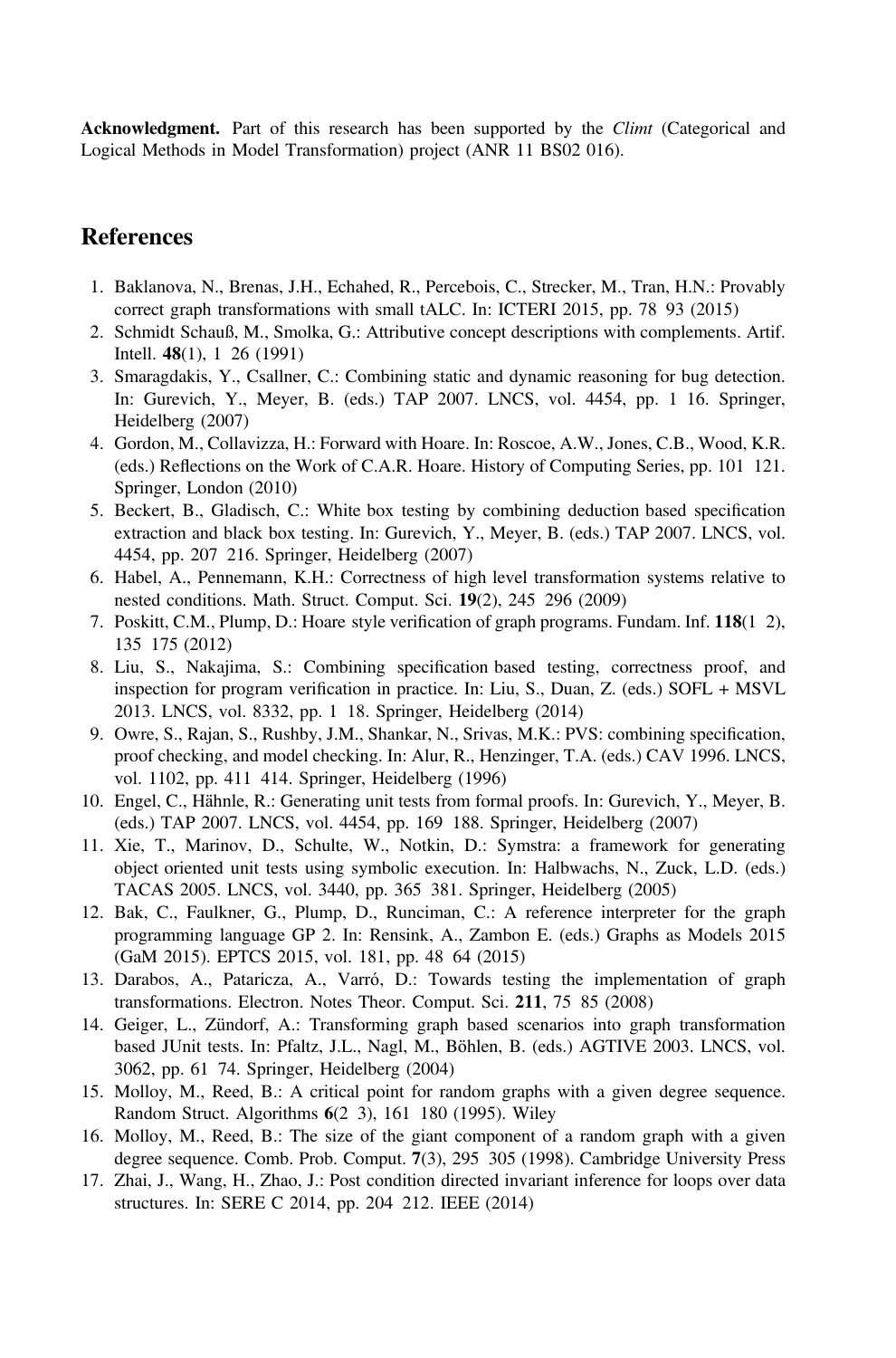**Acknowledgment.** Part of this research has been supported by the *Climt* (Categorical and Logical Methods in Model Transformation) project (ANR 11 BS02 016).

## References

1. Baklanova, N., Brenas, J.H., Echahed, R., Percebois, C., Strecker, M., Tran, H.N.: Provably correct graph transformations with small tALC. In: ICTERI 2015, pp. 78 93 (2015)
2. Schmidt Schauß, M., Smolka, G.: Attributive concept descriptions with complements. Artif. Intell. **48**(1), 1 26 (1991)
3. Smaragdakis, Y., Csallner, C.: Combining static and dynamic reasoning for bug detection. In: Gurevich, Y., Meyer, B. (eds.) TAP 2007. LNCS, vol. 4454, pp. 1 16. Springer, Heidelberg (2007)
4. Gordon, M., Collavizza, H.: Forward with Hoare. In: Roscoe, A.W., Jones, C.B., Wood, K.R. (eds.) Reflections on the Work of C.A.R. Hoare. History of Computing Series, pp. 101 121. Springer, London (2010)
5. Beckert, B., Gladisch, C.: White box testing by combining deduction based specification extraction and black box testing. In: Gurevich, Y., Meyer, B. (eds.) TAP 2007. LNCS, vol. 4454, pp. 207 216. Springer, Heidelberg (2007)
6. Habel, A., Pennemann, K.H.: Correctness of high level transformation systems relative to nested conditions. Math. Struct. Comput. Sci. **19**(2), 245 296 (2009)
7. Poskitt, C.M., Plump, D.: Hoare style verification of graph programs. Fundam. Inf. **118**(1 2), 135 175 (2012)
8. Liu, S., Nakajima, S.: Combining specification based testing, correctness proof, and inspection for program verification in practice. In: Liu, S., Duan, Z. (eds.) SOFL + MSVL 2013. LNCS, vol. 8332, pp. 1 18. Springer, Heidelberg (2014)
9. Owre, S., Rajan, S., Rushby, J.M., Shankar, N., Srivas, M.K.: PVS: combining specification, proof checking, and model checking. In: Alur, R., Henzinger, T.A. (eds.) CAV 1996. LNCS, vol. 1102, pp. 411 414. Springer, Heidelberg (1996)
10. Engel, C., Hähnle, R.: Generating unit tests from formal proofs. In: Gurevich, Y., Meyer, B. (eds.) TAP 2007. LNCS, vol. 4454, pp. 169 188. Springer, Heidelberg (2007)
11. Xie, T., Marinov, D., Schulte, W., Notkin, D.: Symstra: a framework for generating object oriented unit tests using symbolic execution. In: Halbwachs, N., Zuck, L.D. (eds.) TACAS 2005. LNCS, vol. 3440, pp. 365 381. Springer, Heidelberg (2005)
12. Bak, C., Faulkner, G., Plump, D., Runciman, C.: A reference interpreter for the graph programming language GP 2. In: Rensink, A., Zambon E. (eds.) Graphs as Models 2015 (GaM 2015). EPTCS 2015, vol. 181, pp. 48 64 (2015)
13. Darabos, A., Pataricza, A., Varró, D.: Towards testing the implementation of graph transformations. Electron. Notes Theor. Comput. Sci. **211**, 75 85 (2008)
14. Geiger, L., Zündorf, A.: Transforming graph based scenarios into graph transformation based JUnit tests. In: Pfaltz, J.L., Nagl, M., Böhlen, B. (eds.) AGTIVE 2003. LNCS, vol. 3062, pp. 61 74. Springer, Heidelberg (2004)
15. Molloy, M., Reed, B.: A critical point for random graphs with a given degree sequence. Random Struct. Algorithms **6**(2 3), 161 180 (1995). Wiley
16. Molloy, M., Reed, B.: The size of the giant component of a random graph with a given degree sequence. Comb. Prob. Comput. **7**(3), 295 305 (1998). Cambridge University Press
17. Zhai, J., Wang, H., Zhao, J.: Post condition directed invariant inference for loops over data structures. In: SERE C 2014, pp. 204 212. IEEE (2014)